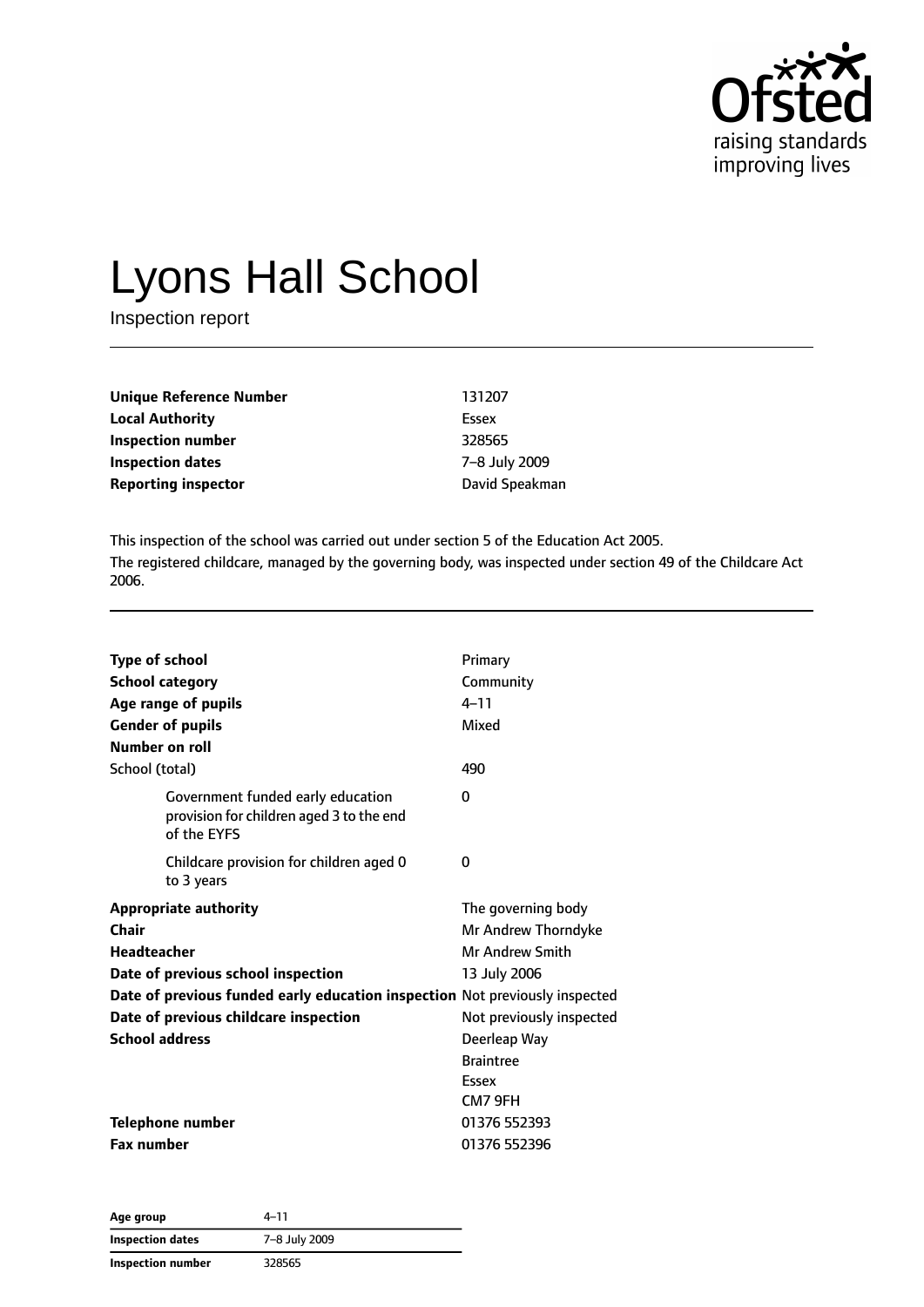# Lyons Hall School

Inspection report

| | |
|---|---|
| **Unique Reference Number** | 131207 |
| **Local Authority** | Essex |
| **Inspection number** | 328565 |
| **Inspection dates** | 7–8 July 2009 |
| **Reporting inspector** | David Speakman |

This inspection of the school was carried out under section 5 of the Education Act 2005.

The registered childcare, managed by the governing body, was inspected under section 49 of the Childcare Act 2006.

| | |
|---|---|
| **Type of school** | Primary |
| **School category** | Community |
| **Age range of pupils** | 4–11 |
| **Gender of pupils** | Mixed |
| **Number on roll** | |
| School (total) | 490 |
| Government funded early education provision for children aged 3 to the end of the EYFS | 0 |
| Childcare provision for children aged 0 to 3 years | 0 |
| **Appropriate authority** | The governing body |
| **Chair** | Mr Andrew Thorndyke |
| **Headteacher** | Mr Andrew Smith |
| **Date of previous school inspection** | 13 July 2006 |
| **Date of previous funded early education inspection** | Not previously inspected |
| **Date of previous childcare inspection** | Not previously inspected |
| **School address** | Deerleap Way<br>Braintree<br>Essex<br>CM7 9FH |
| **Telephone number** | 01376 552393 |
| **Fax number** | 01376 552396 |

| | |
|---|---|
| **Age group** | 4–11 |
| **Inspection dates** | 7–8 July 2009 |
| **Inspection number** | 328565 |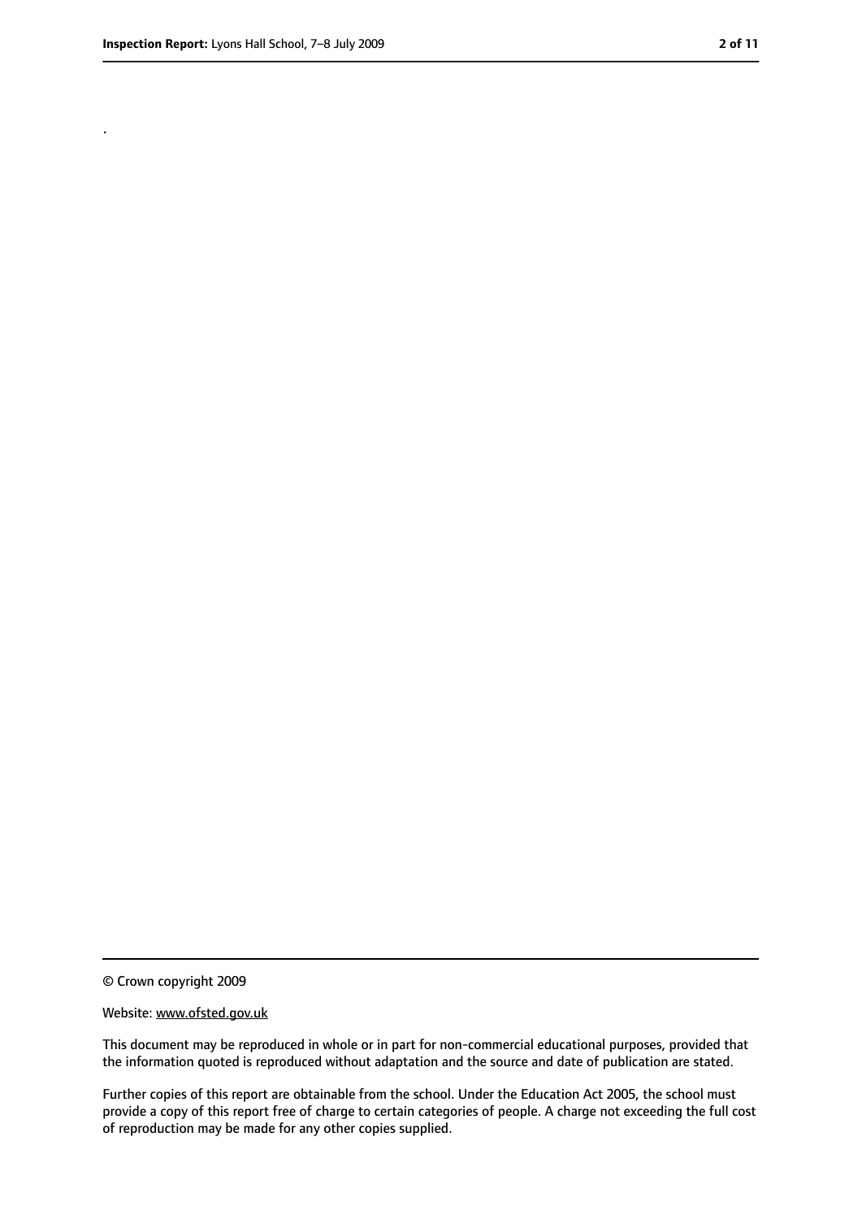.

© Crown copyright 2009

Website: www.ofsted.gov.uk

This document may be reproduced in whole or in part for non-commercial educational purposes, provided that the information quoted is reproduced without adaptation and the source and date of publication are stated.

Further copies of this report are obtainable from the school. Under the Education Act 2005, the school must provide a copy of this report free of charge to certain categories of people. A charge not exceeding the full cost of reproduction may be made for any other copies supplied.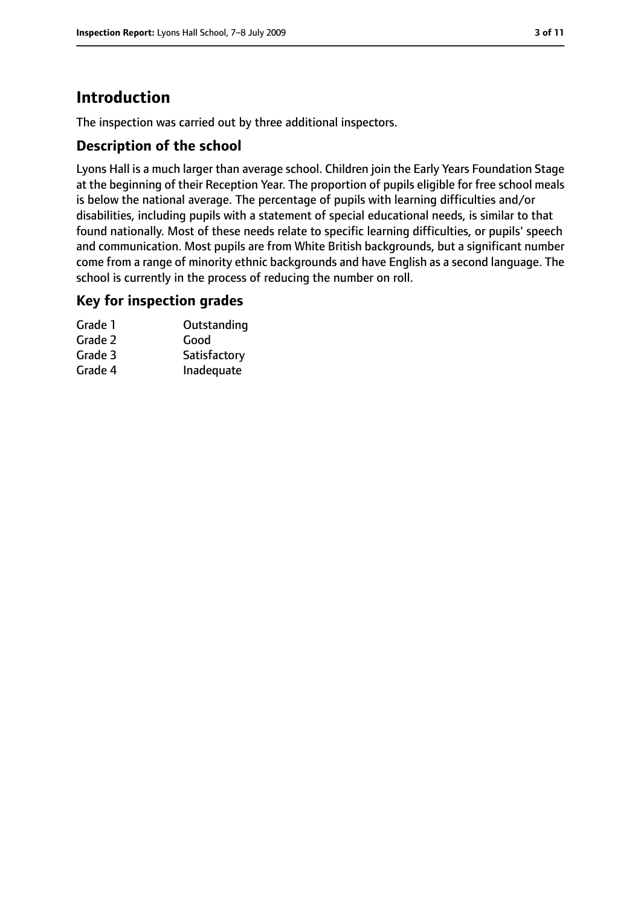# Introduction

The inspection was carried out by three additional inspectors.

## Description of the school

Lyons Hall is a much larger than average school. Children join the Early Years Foundation Stage at the beginning of their Reception Year. The proportion of pupils eligible for free school meals is below the national average. The percentage of pupils with learning difficulties and/or disabilities, including pupils with a statement of special educational needs, is similar to that found nationally. Most of these needs relate to specific learning difficulties, or pupils' speech and communication. Most pupils are from White British backgrounds, but a significant number come from a range of minority ethnic backgrounds and have English as a second language. The school is currently in the process of reducing the number on roll.

## Key for inspection grades

| | |
|---|---|
| Grade 1 | Outstanding |
| Grade 2 | Good |
| Grade 3 | Satisfactory |
| Grade 4 | Inadequate |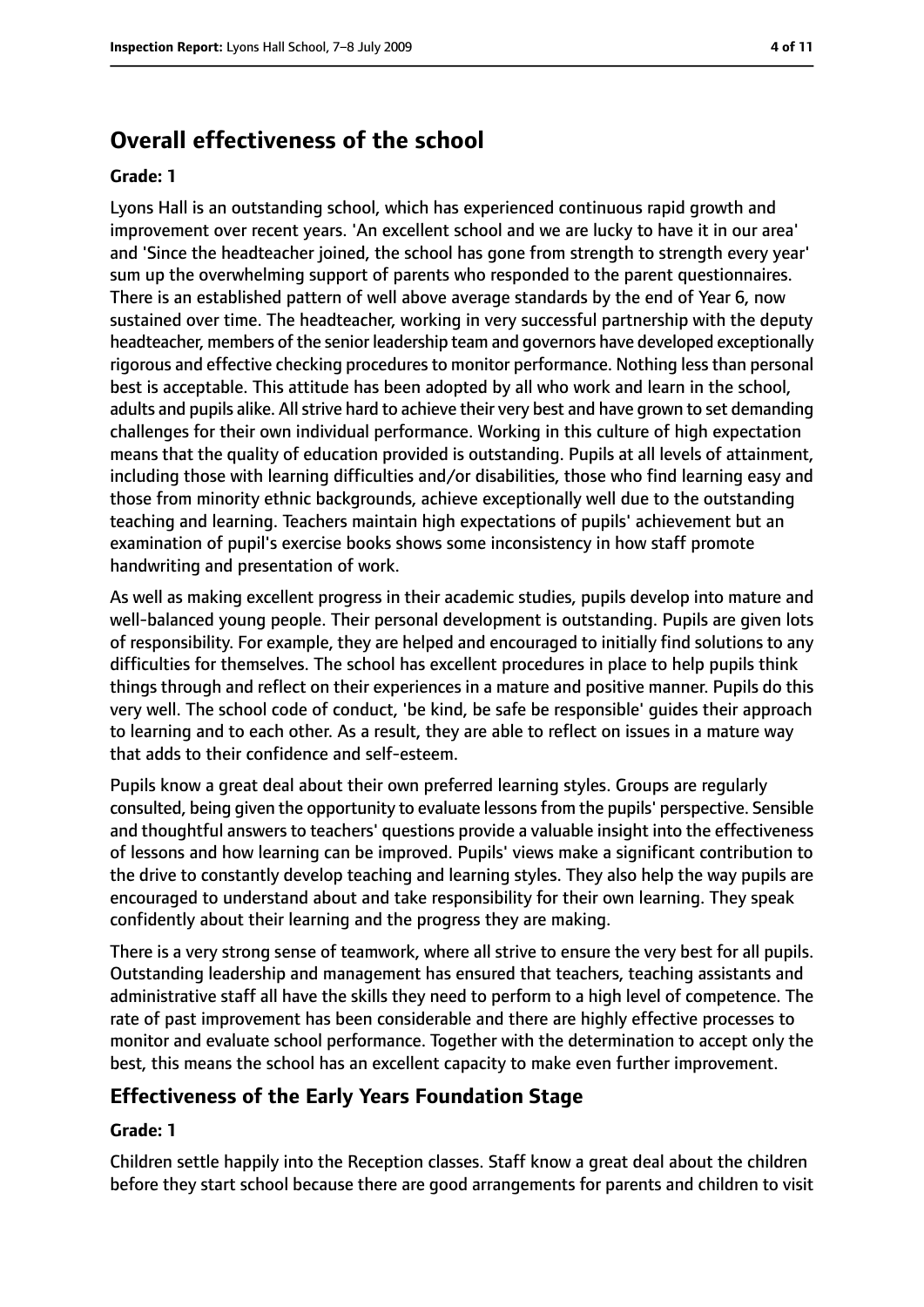## Overall effectiveness of the school

**Grade: 1**

Lyons Hall is an outstanding school, which has experienced continuous rapid growth and improvement over recent years. 'An excellent school and we are lucky to have it in our area' and 'Since the headteacher joined, the school has gone from strength to strength every year' sum up the overwhelming support of parents who responded to the parent questionnaires. There is an established pattern of well above average standards by the end of Year 6, now sustained over time. The headteacher, working in very successful partnership with the deputy headteacher, members of the senior leadership team and governors have developed exceptionally rigorous and effective checking procedures to monitor performance. Nothing less than personal best is acceptable. This attitude has been adopted by all who work and learn in the school, adults and pupils alike. All strive hard to achieve their very best and have grown to set demanding challenges for their own individual performance. Working in this culture of high expectation means that the quality of education provided is outstanding. Pupils at all levels of attainment, including those with learning difficulties and/or disabilities, those who find learning easy and those from minority ethnic backgrounds, achieve exceptionally well due to the outstanding teaching and learning. Teachers maintain high expectations of pupils' achievement but an examination of pupil's exercise books shows some inconsistency in how staff promote handwriting and presentation of work.

As well as making excellent progress in their academic studies, pupils develop into mature and well-balanced young people. Their personal development is outstanding. Pupils are given lots of responsibility. For example, they are helped and encouraged to initially find solutions to any difficulties for themselves. The school has excellent procedures in place to help pupils think things through and reflect on their experiences in a mature and positive manner. Pupils do this very well. The school code of conduct, 'be kind, be safe be responsible' guides their approach to learning and to each other. As a result, they are able to reflect on issues in a mature way that adds to their confidence and self-esteem.

Pupils know a great deal about their own preferred learning styles. Groups are regularly consulted, being given the opportunity to evaluate lessons from the pupils' perspective. Sensible and thoughtful answers to teachers' questions provide a valuable insight into the effectiveness of lessons and how learning can be improved. Pupils' views make a significant contribution to the drive to constantly develop teaching and learning styles. They also help the way pupils are encouraged to understand about and take responsibility for their own learning. They speak confidently about their learning and the progress they are making.

There is a very strong sense of teamwork, where all strive to ensure the very best for all pupils. Outstanding leadership and management has ensured that teachers, teaching assistants and administrative staff all have the skills they need to perform to a high level of competence. The rate of past improvement has been considerable and there are highly effective processes to monitor and evaluate school performance. Together with the determination to accept only the best, this means the school has an excellent capacity to make even further improvement.

## Effectiveness of the Early Years Foundation Stage

**Grade: 1**

Children settle happily into the Reception classes. Staff know a great deal about the children before they start school because there are good arrangements for parents and children to visit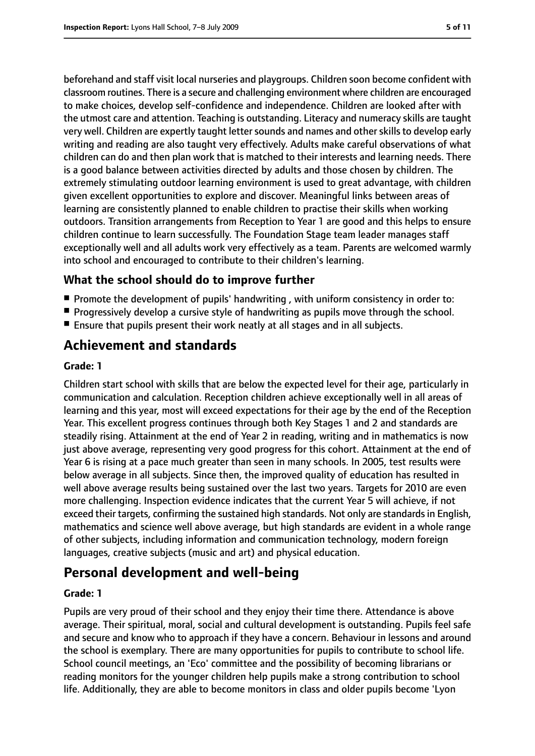beforehand and staff visit local nurseries and playgroups. Children soon become confident with classroom routines. There is a secure and challenging environment where children are encouraged to make choices, develop self-confidence and independence. Children are looked after with the utmost care and attention. Teaching is outstanding. Literacy and numeracy skills are taught very well. Children are expertly taught letter sounds and names and other skills to develop early writing and reading are also taught very effectively. Adults make careful observations of what children can do and then plan work that is matched to their interests and learning needs. There is a good balance between activities directed by adults and those chosen by children. The extremely stimulating outdoor learning environment is used to great advantage, with children given excellent opportunities to explore and discover. Meaningful links between areas of learning are consistently planned to enable children to practise their skills when working outdoors. Transition arrangements from Reception to Year 1 are good and this helps to ensure children continue to learn successfully. The Foundation Stage team leader manages staff exceptionally well and all adults work very effectively as a team. Parents are welcomed warmly into school and encouraged to contribute to their children's learning.

### What the school should do to improve further

- Promote the development of pupils' handwriting , with uniform consistency in order to:
- Progressively develop a cursive style of handwriting as pupils move through the school.
- Ensure that pupils present their work neatly at all stages and in all subjects.

## Achievement and standards

**Grade: 1**

Children start school with skills that are below the expected level for their age, particularly in communication and calculation. Reception children achieve exceptionally well in all areas of learning and this year, most will exceed expectations for their age by the end of the Reception Year. This excellent progress continues through both Key Stages 1 and 2 and standards are steadily rising. Attainment at the end of Year 2 in reading, writing and in mathematics is now just above average, representing very good progress for this cohort. Attainment at the end of Year 6 is rising at a pace much greater than seen in many schools. In 2005, test results were below average in all subjects. Since then, the improved quality of education has resulted in well above average results being sustained over the last two years. Targets for 2010 are even more challenging. Inspection evidence indicates that the current Year 5 will achieve, if not exceed their targets, confirming the sustained high standards. Not only are standards in English, mathematics and science well above average, but high standards are evident in a whole range of other subjects, including information and communication technology, modern foreign languages, creative subjects (music and art) and physical education.

## Personal development and well-being

**Grade: 1**

Pupils are very proud of their school and they enjoy their time there. Attendance is above average. Their spiritual, moral, social and cultural development is outstanding. Pupils feel safe and secure and know who to approach if they have a concern. Behaviour in lessons and around the school is exemplary. There are many opportunities for pupils to contribute to school life. School council meetings, an 'Eco' committee and the possibility of becoming librarians or reading monitors for the younger children help pupils make a strong contribution to school life. Additionally, they are able to become monitors in class and older pupils become 'Lyon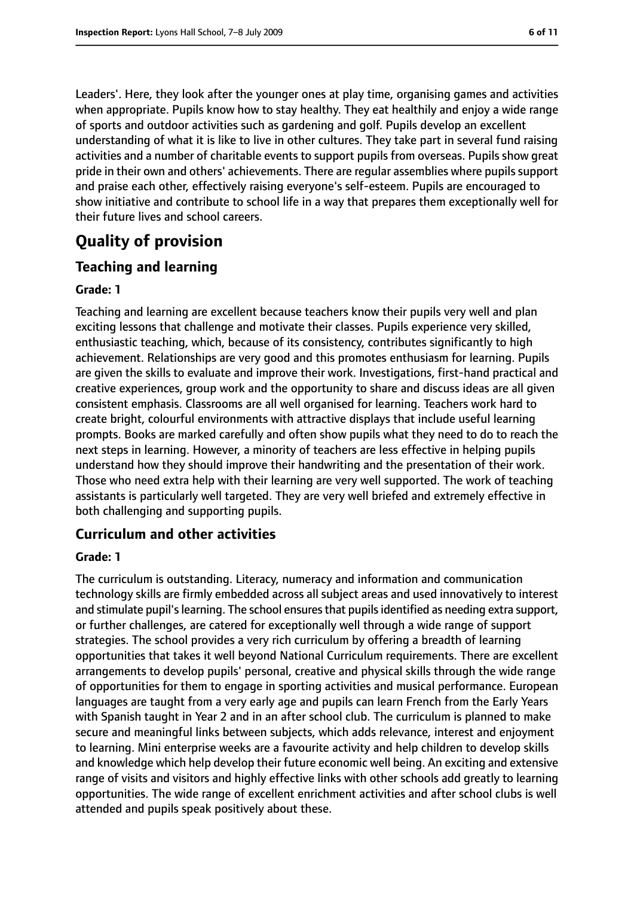Leaders'. Here, they look after the younger ones at play time, organising games and activities when appropriate. Pupils know how to stay healthy. They eat healthily and enjoy a wide range of sports and outdoor activities such as gardening and golf. Pupils develop an excellent understanding of what it is like to live in other cultures. They take part in several fund raising activities and a number of charitable events to support pupils from overseas. Pupils show great pride in their own and others' achievements. There are regular assemblies where pupils support and praise each other, effectively raising everyone's self-esteem. Pupils are encouraged to show initiative and contribute to school life in a way that prepares them exceptionally well for their future lives and school careers.

# Quality of provision

## Teaching and learning

**Grade: 1**

Teaching and learning are excellent because teachers know their pupils very well and plan exciting lessons that challenge and motivate their classes. Pupils experience very skilled, enthusiastic teaching, which, because of its consistency, contributes significantly to high achievement. Relationships are very good and this promotes enthusiasm for learning. Pupils are given the skills to evaluate and improve their work. Investigations, first-hand practical and creative experiences, group work and the opportunity to share and discuss ideas are all given consistent emphasis. Classrooms are all well organised for learning. Teachers work hard to create bright, colourful environments with attractive displays that include useful learning prompts. Books are marked carefully and often show pupils what they need to do to reach the next steps in learning. However, a minority of teachers are less effective in helping pupils understand how they should improve their handwriting and the presentation of their work. Those who need extra help with their learning are very well supported. The work of teaching assistants is particularly well targeted. They are very well briefed and extremely effective in both challenging and supporting pupils.

## Curriculum and other activities

**Grade: 1**

The curriculum is outstanding. Literacy, numeracy and information and communication technology skills are firmly embedded across all subject areas and used innovatively to interest and stimulate pupil's learning. The school ensures that pupils identified as needing extra support, or further challenges, are catered for exceptionally well through a wide range of support strategies. The school provides a very rich curriculum by offering a breadth of learning opportunities that takes it well beyond National Curriculum requirements. There are excellent arrangements to develop pupils' personal, creative and physical skills through the wide range of opportunities for them to engage in sporting activities and musical performance. European languages are taught from a very early age and pupils can learn French from the Early Years with Spanish taught in Year 2 and in an after school club. The curriculum is planned to make secure and meaningful links between subjects, which adds relevance, interest and enjoyment to learning. Mini enterprise weeks are a favourite activity and help children to develop skills and knowledge which help develop their future economic well being. An exciting and extensive range of visits and visitors and highly effective links with other schools add greatly to learning opportunities. The wide range of excellent enrichment activities and after school clubs is well attended and pupils speak positively about these.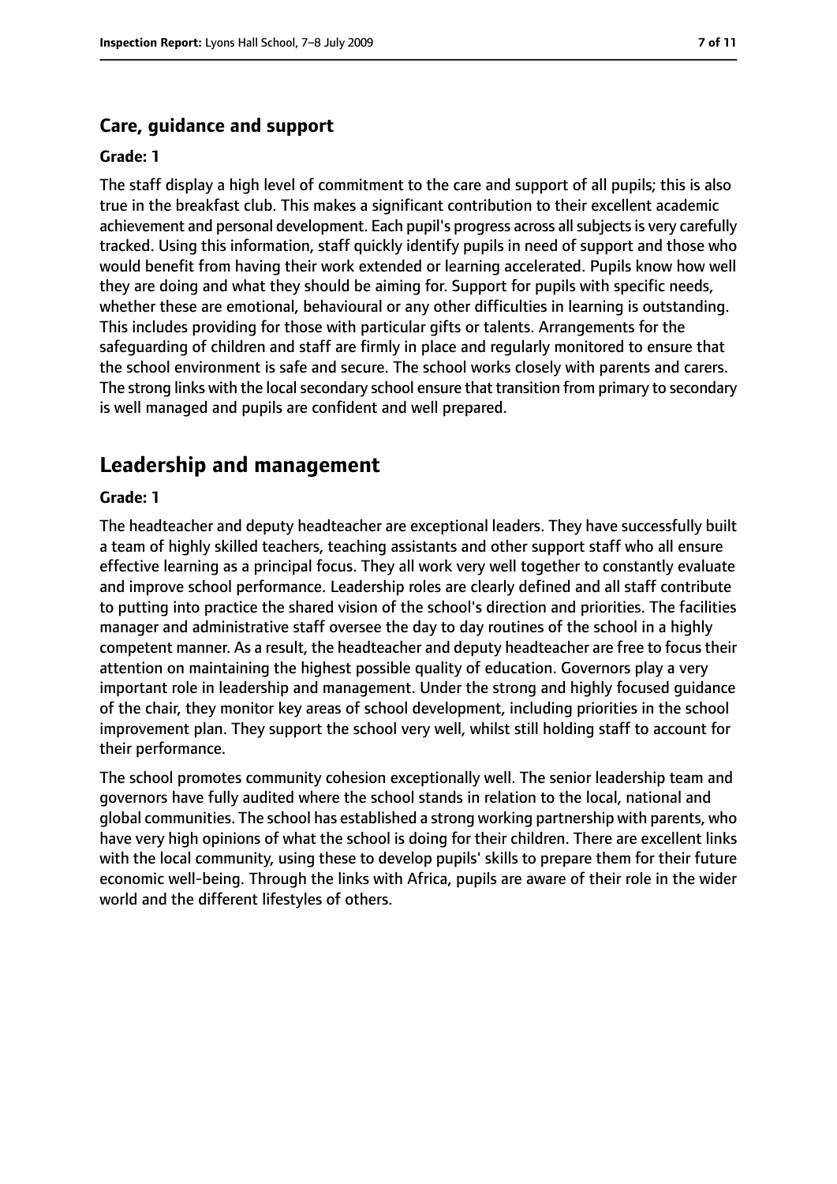### Care, guidance and support

**Grade: 1**

The staff display a high level of commitment to the care and support of all pupils; this is also true in the breakfast club. This makes a significant contribution to their excellent academic achievement and personal development. Each pupil's progress across all subjects is very carefully tracked. Using this information, staff quickly identify pupils in need of support and those who would benefit from having their work extended or learning accelerated. Pupils know how well they are doing and what they should be aiming for. Support for pupils with specific needs, whether these are emotional, behavioural or any other difficulties in learning is outstanding. This includes providing for those with particular gifts or talents. Arrangements for the safeguarding of children and staff are firmly in place and regularly monitored to ensure that the school environment is safe and secure. The school works closely with parents and carers. The strong links with the local secondary school ensure that transition from primary to secondary is well managed and pupils are confident and well prepared.

## Leadership and management

**Grade: 1**

The headteacher and deputy headteacher are exceptional leaders. They have successfully built a team of highly skilled teachers, teaching assistants and other support staff who all ensure effective learning as a principal focus. They all work very well together to constantly evaluate and improve school performance. Leadership roles are clearly defined and all staff contribute to putting into practice the shared vision of the school's direction and priorities. The facilities manager and administrative staff oversee the day to day routines of the school in a highly competent manner. As a result, the headteacher and deputy headteacher are free to focus their attention on maintaining the highest possible quality of education. Governors play a very important role in leadership and management. Under the strong and highly focused guidance of the chair, they monitor key areas of school development, including priorities in the school improvement plan. They support the school very well, whilst still holding staff to account for their performance.

The school promotes community cohesion exceptionally well. The senior leadership team and governors have fully audited where the school stands in relation to the local, national and global communities. The school has established a strong working partnership with parents, who have very high opinions of what the school is doing for their children. There are excellent links with the local community, using these to develop pupils' skills to prepare them for their future economic well-being. Through the links with Africa, pupils are aware of their role in the wider world and the different lifestyles of others.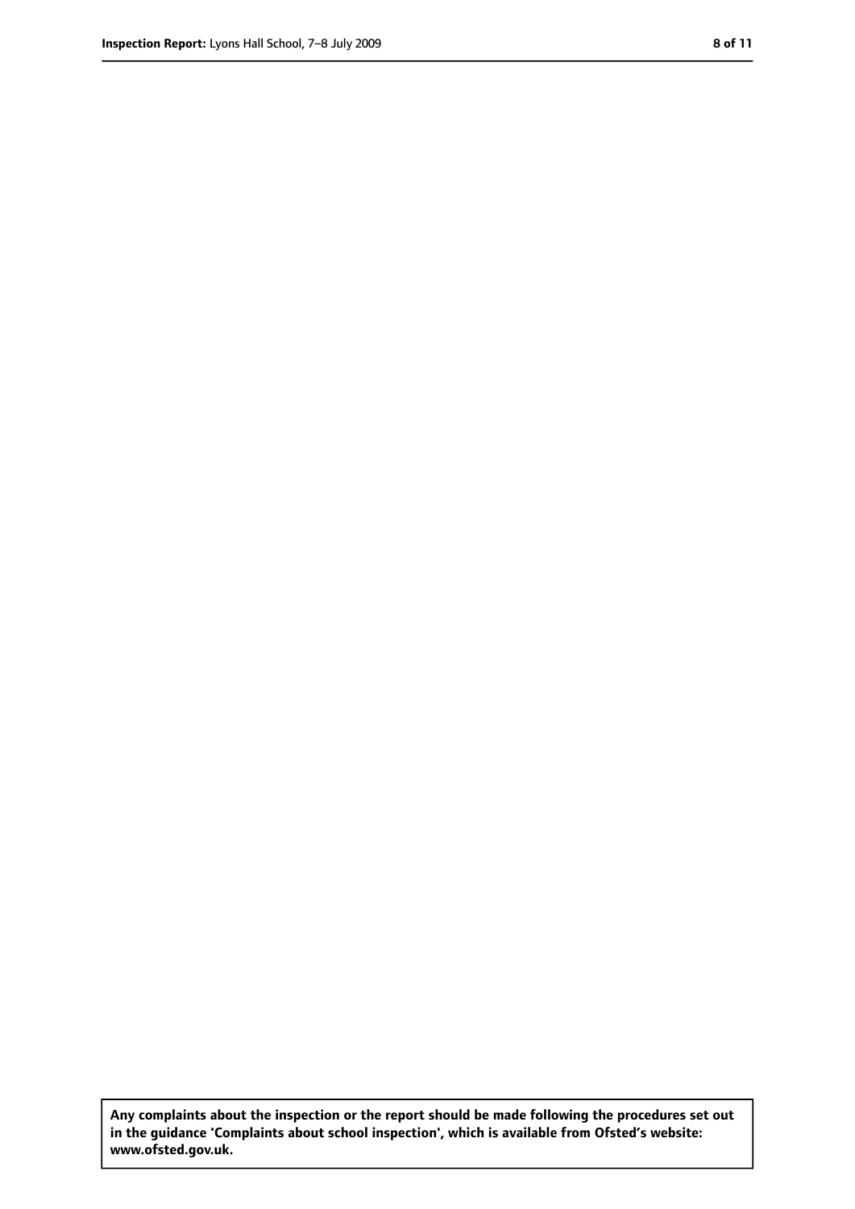**Any complaints about the inspection or the report should be made following the procedures set out in the guidance 'Complaints about school inspection', which is available from Ofsted's website: www.ofsted.gov.uk.**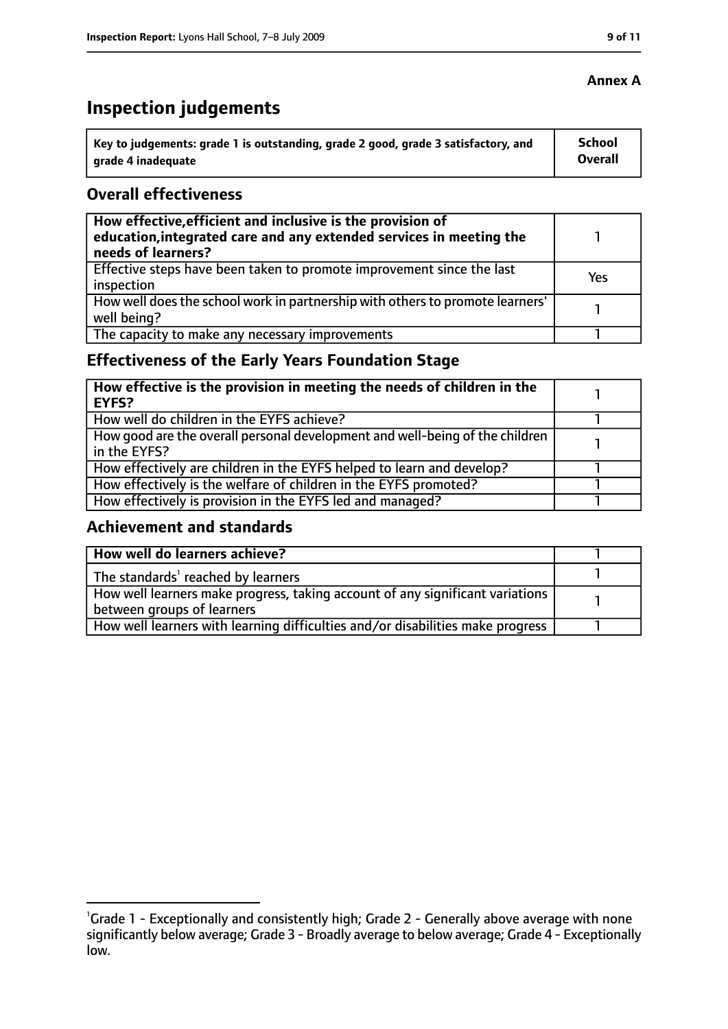**Annex A**

# Inspection judgements

| Key to judgements: grade 1 is outstanding, grade 2 good, grade 3 satisfactory, and grade 4 inadequate | School Overall |
|---|---|

## Overall effectiveness

| | |
|---|---|
| **How effective, efficient and inclusive is the provision of education, integrated care and any extended services in meeting the needs of learners?** | 1 |
| Effective steps have been taken to promote improvement since the last inspection | Yes |
| How well does the school work in partnership with others to promote learners' well being? | 1 |
| The capacity to make any necessary improvements | 1 |

## Effectiveness of the Early Years Foundation Stage

| | |
|---|---|
| **How effective is the provision in meeting the needs of children in the EYFS?** | 1 |
| How well do children in the EYFS achieve? | 1 |
| How good are the overall personal development and well-being of the children in the EYFS? | 1 |
| How effectively are children in the EYFS helped to learn and develop? | 1 |
| How effectively is the welfare of children in the EYFS promoted? | 1 |
| How effectively is provision in the EYFS led and managed? | 1 |

## Achievement and standards

| | |
|---|---|
| **How well do learners achieve?** | 1 |
| The standards[1] reached by learners | 1 |
| How well learners make progress, taking account of any significant variations between groups of learners | 1 |
| How well learners with learning difficulties and/or disabilities make progress | 1 |

[1]Grade 1 - Exceptionally and consistently high; Grade 2 - Generally above average with none significantly below average; Grade 3 - Broadly average to below average; Grade 4 - Exceptionally low.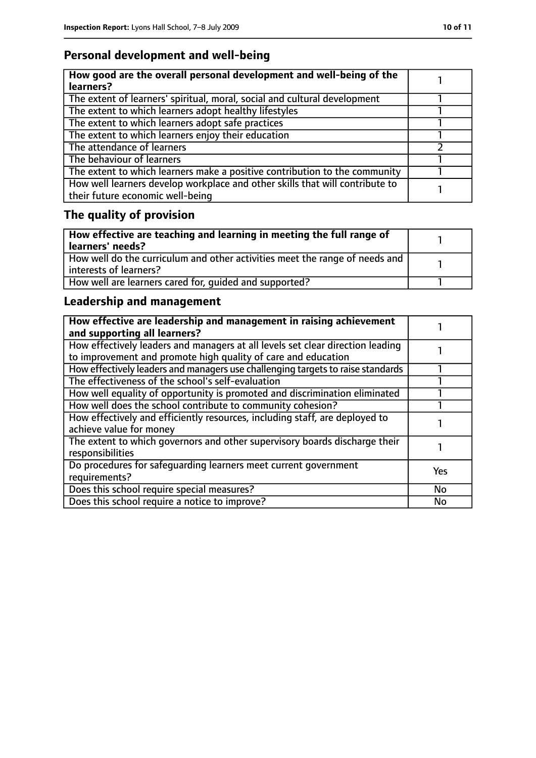## Personal development and well-being

| How good are the overall personal development and well-being of the learners? | 1 |
|---|---|
| The extent of learners' spiritual, moral, social and cultural development | 1 |
| The extent to which learners adopt healthy lifestyles | 1 |
| The extent to which learners adopt safe practices | 1 |
| The extent to which learners enjoy their education | 1 |
| The attendance of learners | 2 |
| The behaviour of learners | 1 |
| The extent to which learners make a positive contribution to the community | 1 |
| How well learners develop workplace and other skills that will contribute to their future economic well-being | 1 |

## The quality of provision

| How effective are teaching and learning in meeting the full range of learners' needs? | 1 |
|---|---|
| How well do the curriculum and other activities meet the range of needs and interests of learners? | 1 |
| How well are learners cared for, guided and supported? | 1 |

## Leadership and management

| How effective are leadership and management in raising achievement and supporting all learners? | 1 |
|---|---|
| How effectively leaders and managers at all levels set clear direction leading to improvement and promote high quality of care and education | 1 |
| How effectively leaders and managers use challenging targets to raise standards | 1 |
| The effectiveness of the school's self-evaluation | 1 |
| How well equality of opportunity is promoted and discrimination eliminated | 1 |
| How well does the school contribute to community cohesion? | 1 |
| How effectively and efficiently resources, including staff, are deployed to achieve value for money | 1 |
| The extent to which governors and other supervisory boards discharge their responsibilities | 1 |
| Do procedures for safeguarding learners meet current government requirements? | Yes |
| Does this school require special measures? | No |
| Does this school require a notice to improve? | No |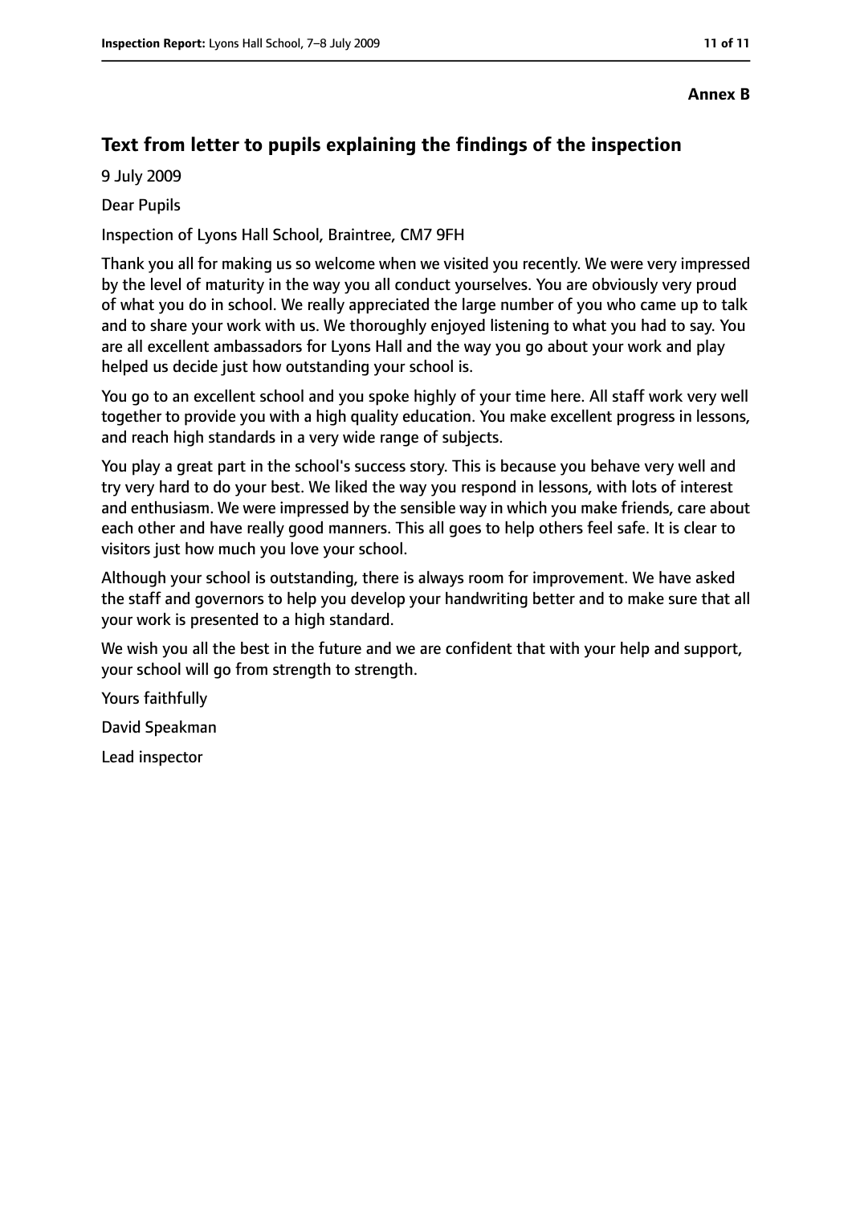**Annex B**

## Text from letter to pupils explaining the findings of the inspection

9 July 2009

Dear Pupils

Inspection of Lyons Hall School, Braintree, CM7 9FH

Thank you all for making us so welcome when we visited you recently. We were very impressed by the level of maturity in the way you all conduct yourselves. You are obviously very proud of what you do in school. We really appreciated the large number of you who came up to talk and to share your work with us. We thoroughly enjoyed listening to what you had to say. You are all excellent ambassadors for Lyons Hall and the way you go about your work and play helped us decide just how outstanding your school is.

You go to an excellent school and you spoke highly of your time here. All staff work very well together to provide you with a high quality education. You make excellent progress in lessons, and reach high standards in a very wide range of subjects.

You play a great part in the school's success story. This is because you behave very well and try very hard to do your best. We liked the way you respond in lessons, with lots of interest and enthusiasm. We were impressed by the sensible way in which you make friends, care about each other and have really good manners. This all goes to help others feel safe. It is clear to visitors just how much you love your school.

Although your school is outstanding, there is always room for improvement. We have asked the staff and governors to help you develop your handwriting better and to make sure that all your work is presented to a high standard.

We wish you all the best in the future and we are confident that with your help and support, your school will go from strength to strength.

Yours faithfully

David Speakman

Lead inspector